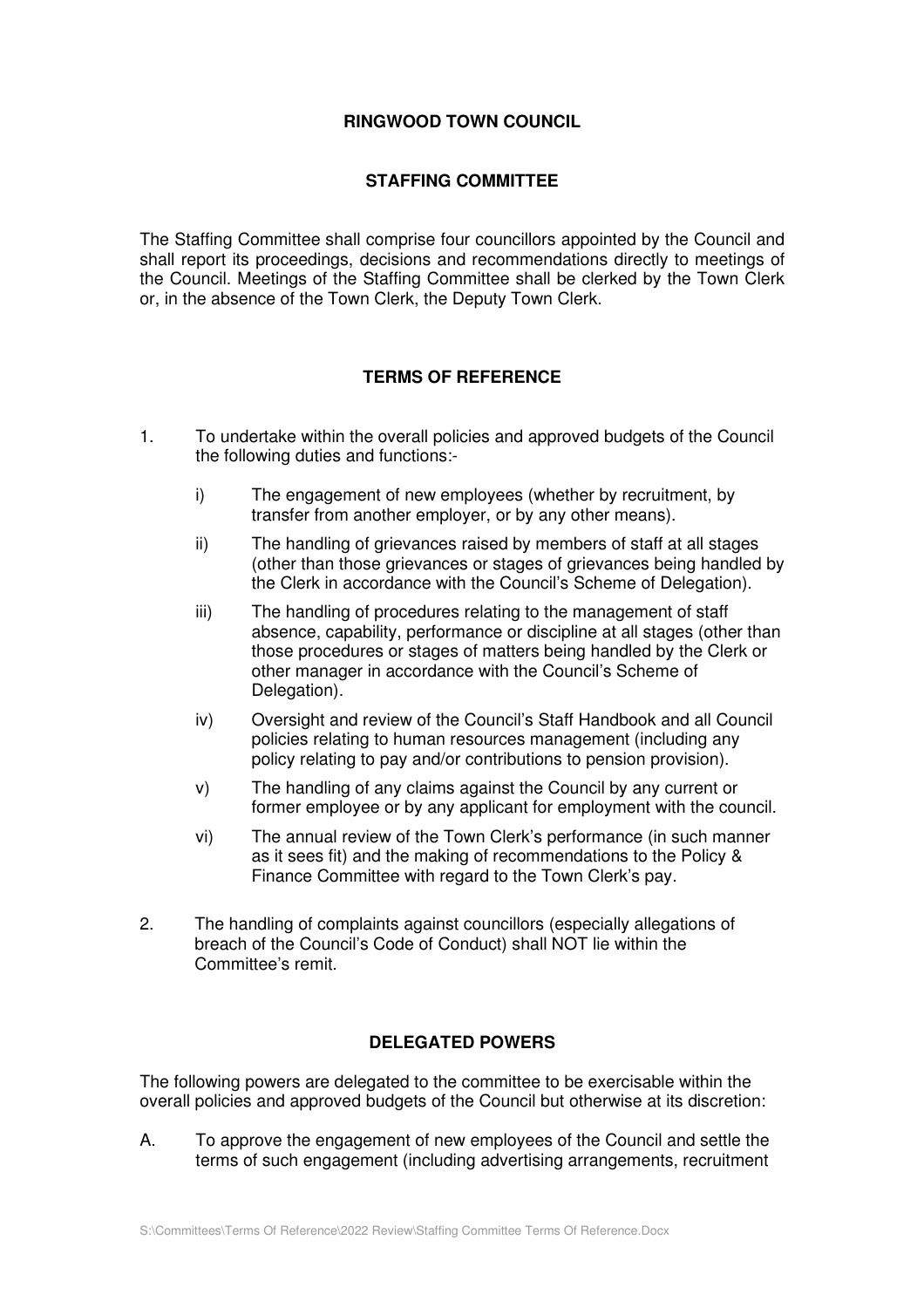# RINGWOOD TOWN COUNCIL

## STAFFING COMMITTEE

The Staffing Committee shall comprise four councillors appointed by the Council and shall report its proceedings, decisions and recommendations directly to meetings of the Council. Meetings of the Staffing Committee shall be clerked by the Town Clerk or, in the absence of the Town Clerk, the Deputy Town Clerk.

## TERMS OF REFERENCE

1. To undertake within the overall policies and approved budgets of the Council the following duties and functions:-

   i) The engagement of new employees (whether by recruitment, by transfer from another employer, or by any other means).

   ii) The handling of grievances raised by members of staff at all stages (other than those grievances or stages of grievances being handled by the Clerk in accordance with the Council's Scheme of Delegation).

   iii) The handling of procedures relating to the management of staff absence, capability, performance or discipline at all stages (other than those procedures or stages of matters being handled by the Clerk or other manager in accordance with the Council's Scheme of Delegation).

   iv) Oversight and review of the Council's Staff Handbook and all Council policies relating to human resources management (including any policy relating to pay and/or contributions to pension provision).

   v) The handling of any claims against the Council by any current or former employee or by any applicant for employment with the council.

   vi) The annual review of the Town Clerk's performance (in such manner as it sees fit) and the making of recommendations to the Policy & Finance Committee with regard to the Town Clerk's pay.

2. The handling of complaints against councillors (especially allegations of breach of the Council's Code of Conduct) shall NOT lie within the Committee's remit.

## DELEGATED POWERS

The following powers are delegated to the committee to be exercisable within the overall policies and approved budgets of the Council but otherwise at its discretion:

A. To approve the engagement of new employees of the Council and settle the terms of such engagement (including advertising arrangements, recruitment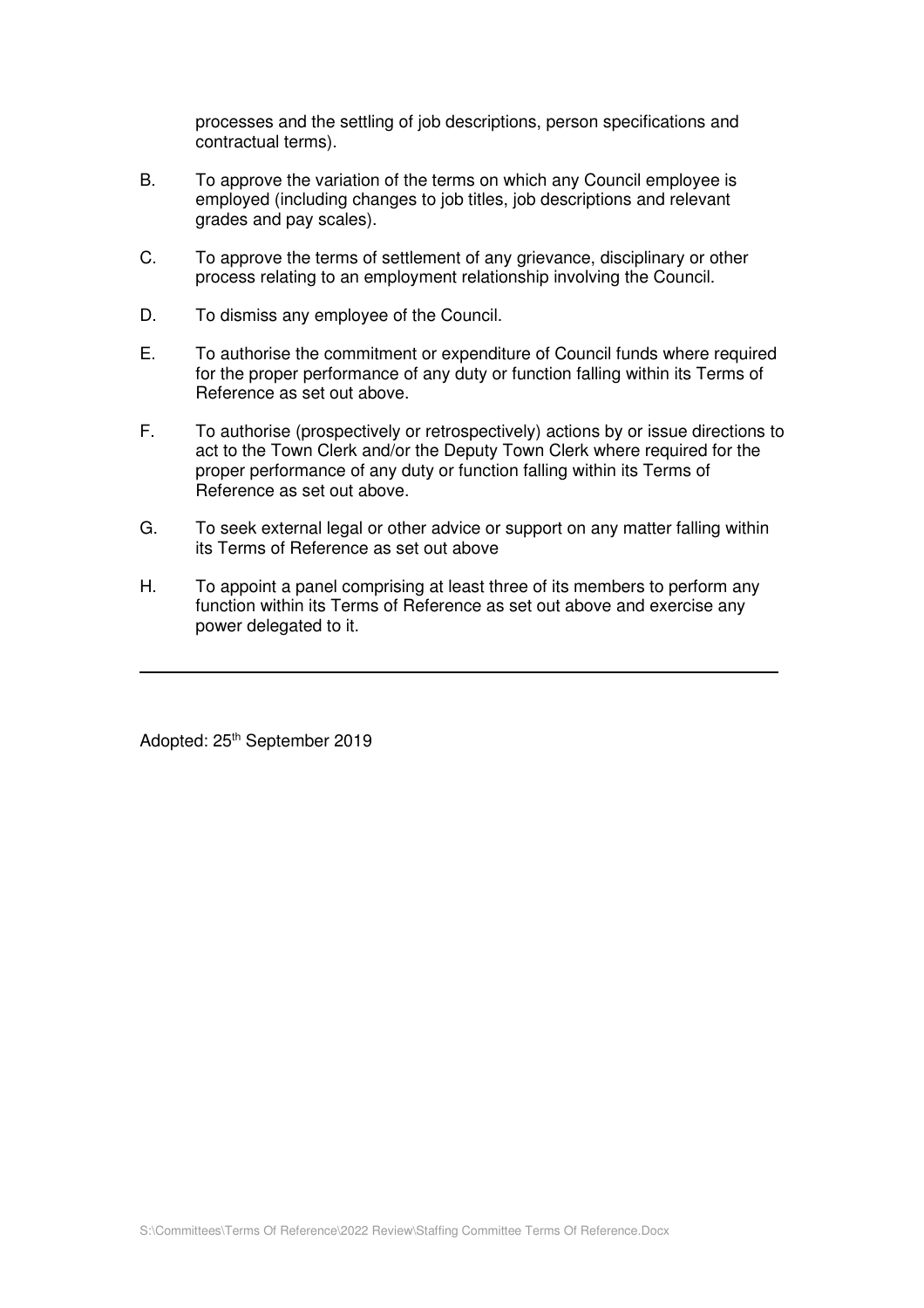processes and the settling of job descriptions, person specifications and contractual terms).

B. To approve the variation of the terms on which any Council employee is employed (including changes to job titles, job descriptions and relevant grades and pay scales).

C. To approve the terms of settlement of any grievance, disciplinary or other process relating to an employment relationship involving the Council.

D. To dismiss any employee of the Council.

E. To authorise the commitment or expenditure of Council funds where required for the proper performance of any duty or function falling within its Terms of Reference as set out above.

F. To authorise (prospectively or retrospectively) actions by or issue directions to act to the Town Clerk and/or the Deputy Town Clerk where required for the proper performance of any duty or function falling within its Terms of Reference as set out above.

G. To seek external legal or other advice or support on any matter falling within its Terms of Reference as set out above

H. To appoint a panel comprising at least three of its members to perform any function within its Terms of Reference as set out above and exercise any power delegated to it.

---

Adopted: 25th September 2019